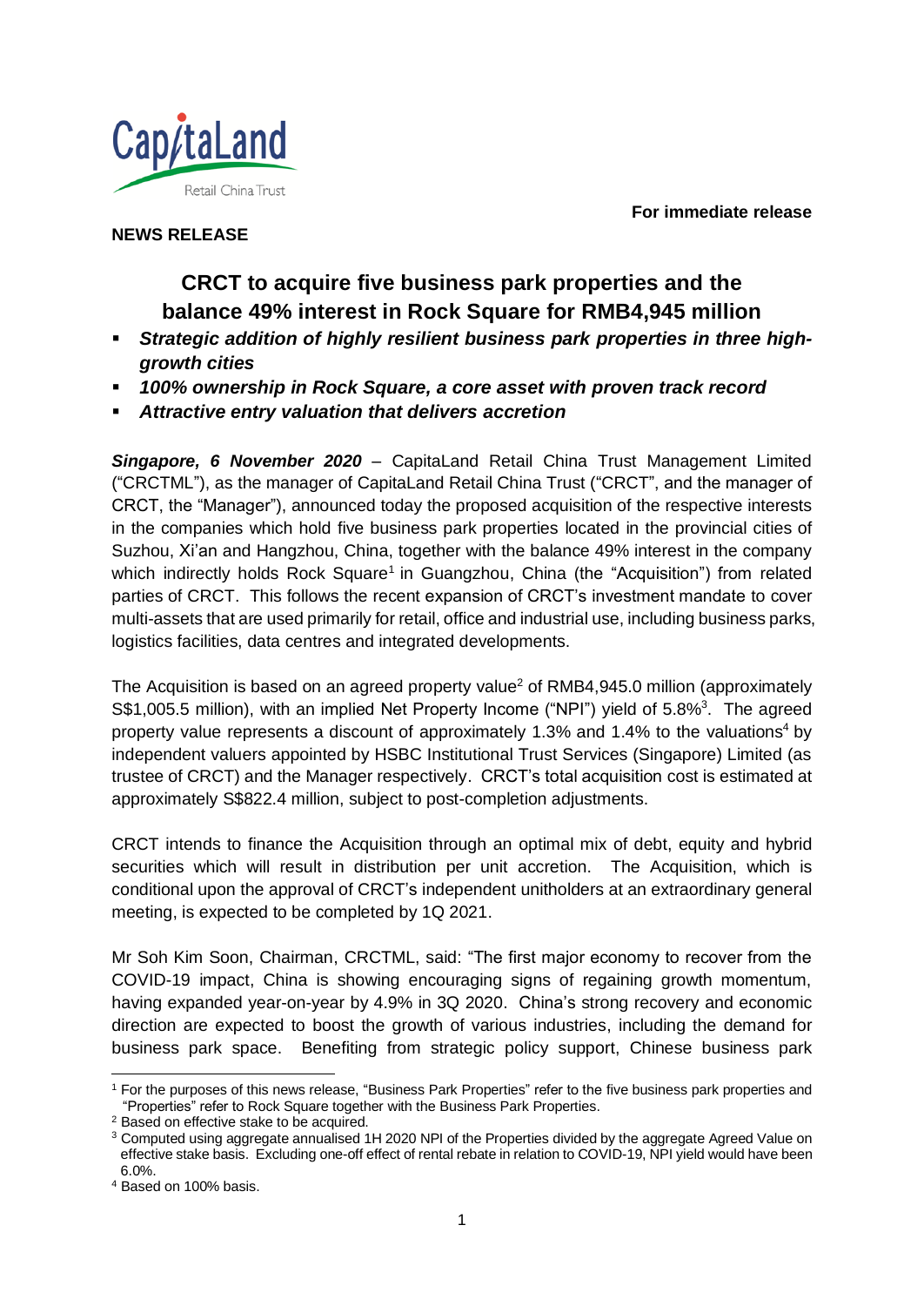**For immediate release**

**NEWS RELEASE**

# CRCT to acquire five business park properties and the balance 49% interest in Rock Square for RMB4,945 million

- ***Strategic addition of highly resilient business park properties in three high-growth cities***
- ***100% ownership in Rock Square, a core asset with proven track record***
- ***Attractive entry valuation that delivers accretion***

***Singapore, 6 November 2020*** – CapitaLand Retail China Trust Management Limited ("CRCTML"), as the manager of CapitaLand Retail China Trust ("CRCT", and the manager of CRCT, the "Manager"), announced today the proposed acquisition of the respective interests in the companies which hold five business park properties located in the provincial cities of Suzhou, Xi'an and Hangzhou, China, together with the balance 49% interest in the company which indirectly holds Rock Square[1] in Guangzhou, China (the "Acquisition") from related parties of CRCT. This follows the recent expansion of CRCT's investment mandate to cover multi-assets that are used primarily for retail, office and industrial use, including business parks, logistics facilities, data centres and integrated developments.

The Acquisition is based on an agreed property value[2] of RMB4,945.0 million (approximately S$1,005.5 million), with an implied Net Property Income ("NPI") yield of 5.8%[3]. The agreed property value represents a discount of approximately 1.3% and 1.4% to the valuations[4] by independent valuers appointed by HSBC Institutional Trust Services (Singapore) Limited (as trustee of CRCT) and the Manager respectively. CRCT's total acquisition cost is estimated at approximately S$822.4 million, subject to post-completion adjustments.

CRCT intends to finance the Acquisition through an optimal mix of debt, equity and hybrid securities which will result in distribution per unit accretion. The Acquisition, which is conditional upon the approval of CRCT's independent unitholders at an extraordinary general meeting, is expected to be completed by 1Q 2021.

Mr Soh Kim Soon, Chairman, CRCTML, said: "The first major economy to recover from the COVID-19 impact, China is showing encouraging signs of regaining growth momentum, having expanded year-on-year by 4.9% in 3Q 2020. China's strong recovery and economic direction are expected to boost the growth of various industries, including the demand for business park space. Benefiting from strategic policy support, Chinese business park

---

[1] For the purposes of this news release, "Business Park Properties" refer to the five business park properties and "Properties" refer to Rock Square together with the Business Park Properties.

[2] Based on effective stake to be acquired.

[3] Computed using aggregate annualised 1H 2020 NPI of the Properties divided by the aggregate Agreed Value on effective stake basis. Excluding one-off effect of rental rebate in relation to COVID-19, NPI yield would have been 6.0%.

[4] Based on 100% basis.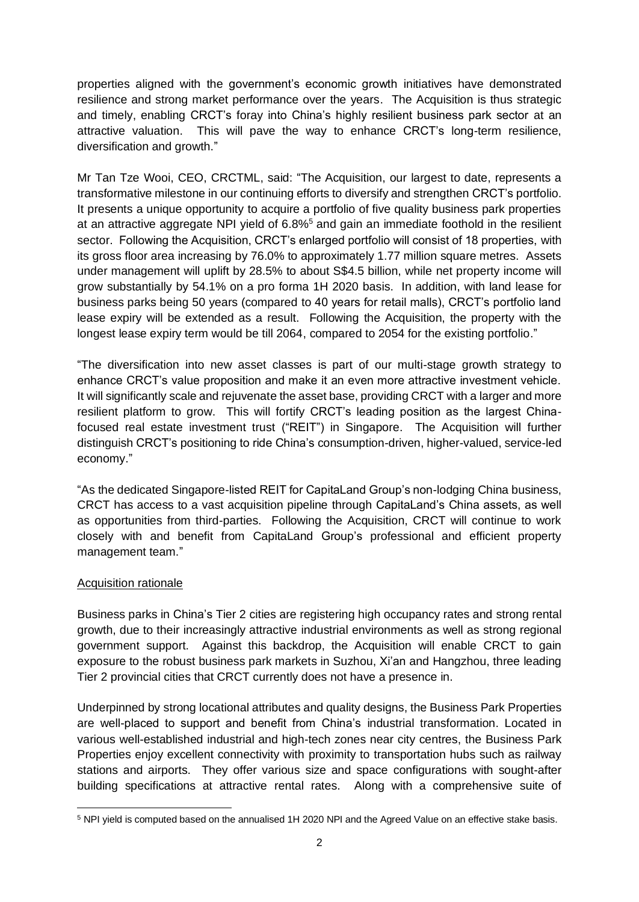properties aligned with the government's economic growth initiatives have demonstrated resilience and strong market performance over the years. The Acquisition is thus strategic and timely, enabling CRCT's foray into China's highly resilient business park sector at an attractive valuation. This will pave the way to enhance CRCT's long-term resilience, diversification and growth."

Mr Tan Tze Wooi, CEO, CRCTML, said: "The Acquisition, our largest to date, represents a transformative milestone in our continuing efforts to diversify and strengthen CRCT's portfolio. It presents a unique opportunity to acquire a portfolio of five quality business park properties at an attractive aggregate NPI yield of 6.8%[5] and gain an immediate foothold in the resilient sector. Following the Acquisition, CRCT's enlarged portfolio will consist of 18 properties, with its gross floor area increasing by 76.0% to approximately 1.77 million square metres. Assets under management will uplift by 28.5% to about S$4.5 billion, while net property income will grow substantially by 54.1% on a pro forma 1H 2020 basis. In addition, with land lease for business parks being 50 years (compared to 40 years for retail malls), CRCT's portfolio land lease expiry will be extended as a result. Following the Acquisition, the property with the longest lease expiry term would be till 2064, compared to 2054 for the existing portfolio."

"The diversification into new asset classes is part of our multi-stage growth strategy to enhance CRCT's value proposition and make it an even more attractive investment vehicle. It will significantly scale and rejuvenate the asset base, providing CRCT with a larger and more resilient platform to grow. This will fortify CRCT's leading position as the largest China-focused real estate investment trust ("REIT") in Singapore. The Acquisition will further distinguish CRCT's positioning to ride China's consumption-driven, higher-valued, service-led economy."

"As the dedicated Singapore-listed REIT for CapitaLand Group's non-lodging China business, CRCT has access to a vast acquisition pipeline through CapitaLand's China assets, as well as opportunities from third-parties. Following the Acquisition, CRCT will continue to work closely with and benefit from CapitaLand Group's professional and efficient property management team."

## Acquisition rationale

Business parks in China's Tier 2 cities are registering high occupancy rates and strong rental growth, due to their increasingly attractive industrial environments as well as strong regional government support. Against this backdrop, the Acquisition will enable CRCT to gain exposure to the robust business park markets in Suzhou, Xi'an and Hangzhou, three leading Tier 2 provincial cities that CRCT currently does not have a presence in.

Underpinned by strong locational attributes and quality designs, the Business Park Properties are well-placed to support and benefit from China's industrial transformation. Located in various well-established industrial and high-tech zones near city centres, the Business Park Properties enjoy excellent connectivity with proximity to transportation hubs such as railway stations and airports. They offer various size and space configurations with sought-after building specifications at attractive rental rates. Along with a comprehensive suite of

[5] NPI yield is computed based on the annualised 1H 2020 NPI and the Agreed Value on an effective stake basis.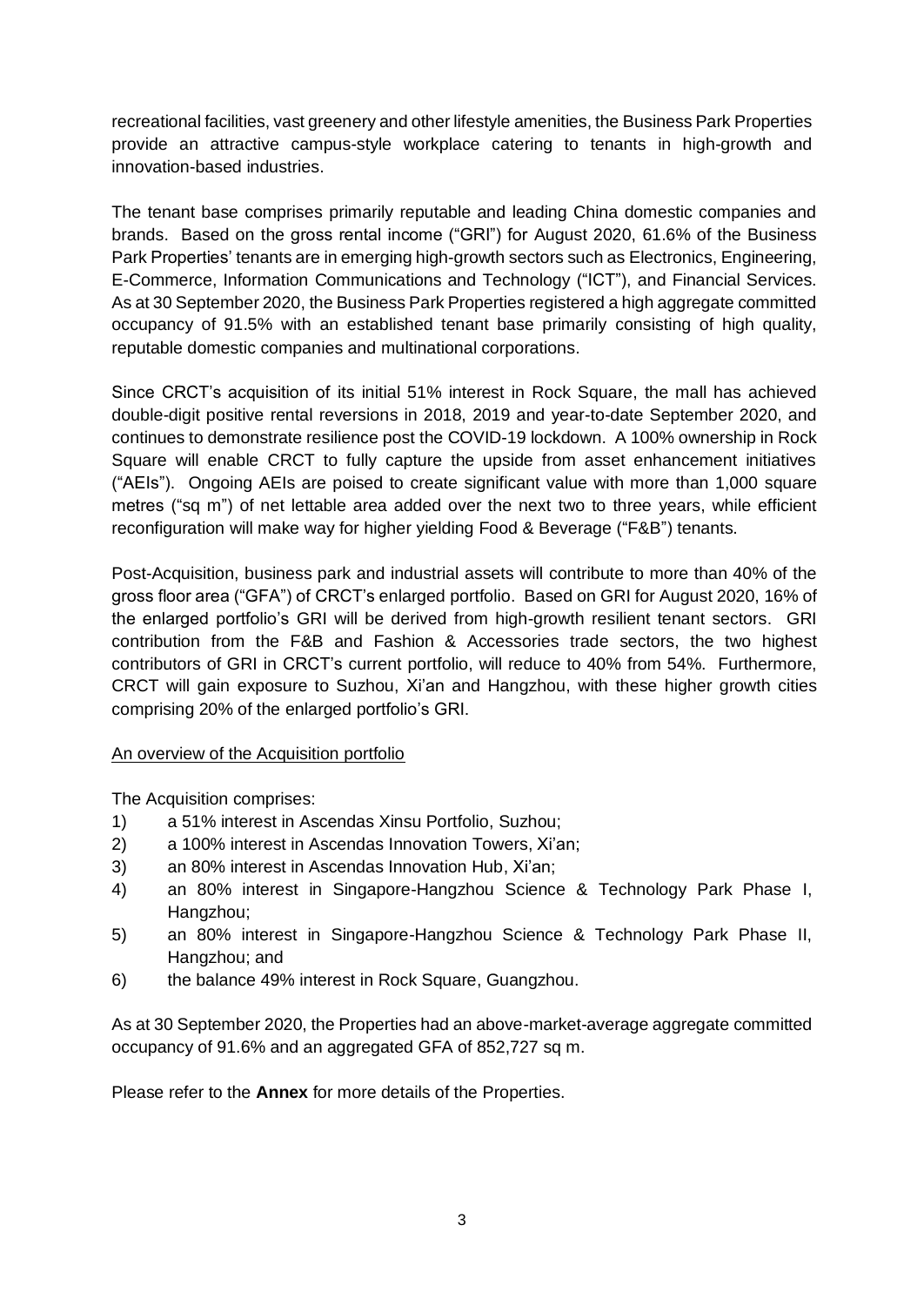recreational facilities, vast greenery and other lifestyle amenities, the Business Park Properties provide an attractive campus-style workplace catering to tenants in high-growth and innovation-based industries.

The tenant base comprises primarily reputable and leading China domestic companies and brands. Based on the gross rental income ("GRI") for August 2020, 61.6% of the Business Park Properties' tenants are in emerging high-growth sectors such as Electronics, Engineering, E-Commerce, Information Communications and Technology ("ICT"), and Financial Services. As at 30 September 2020, the Business Park Properties registered a high aggregate committed occupancy of 91.5% with an established tenant base primarily consisting of high quality, reputable domestic companies and multinational corporations.

Since CRCT's acquisition of its initial 51% interest in Rock Square, the mall has achieved double-digit positive rental reversions in 2018, 2019 and year-to-date September 2020, and continues to demonstrate resilience post the COVID-19 lockdown. A 100% ownership in Rock Square will enable CRCT to fully capture the upside from asset enhancement initiatives ("AEIs"). Ongoing AEIs are poised to create significant value with more than 1,000 square metres ("sq m") of net lettable area added over the next two to three years, while efficient reconfiguration will make way for higher yielding Food & Beverage ("F&B") tenants.

Post-Acquisition, business park and industrial assets will contribute to more than 40% of the gross floor area ("GFA") of CRCT's enlarged portfolio. Based on GRI for August 2020, 16% of the enlarged portfolio's GRI will be derived from high-growth resilient tenant sectors. GRI contribution from the F&B and Fashion & Accessories trade sectors, the two highest contributors of GRI in CRCT's current portfolio, will reduce to 40% from 54%. Furthermore, CRCT will gain exposure to Suzhou, Xi'an and Hangzhou, with these higher growth cities comprising 20% of the enlarged portfolio's GRI.

An overview of the Acquisition portfolio

The Acquisition comprises:

1) a 51% interest in Ascendas Xinsu Portfolio, Suzhou;
2) a 100% interest in Ascendas Innovation Towers, Xi'an;
3) an 80% interest in Ascendas Innovation Hub, Xi'an;
4) an 80% interest in Singapore-Hangzhou Science & Technology Park Phase I, Hangzhou;
5) an 80% interest in Singapore-Hangzhou Science & Technology Park Phase II, Hangzhou; and
6) the balance 49% interest in Rock Square, Guangzhou.

As at 30 September 2020, the Properties had an above-market-average aggregate committed occupancy of 91.6% and an aggregated GFA of 852,727 sq m.

Please refer to the **Annex** for more details of the Properties.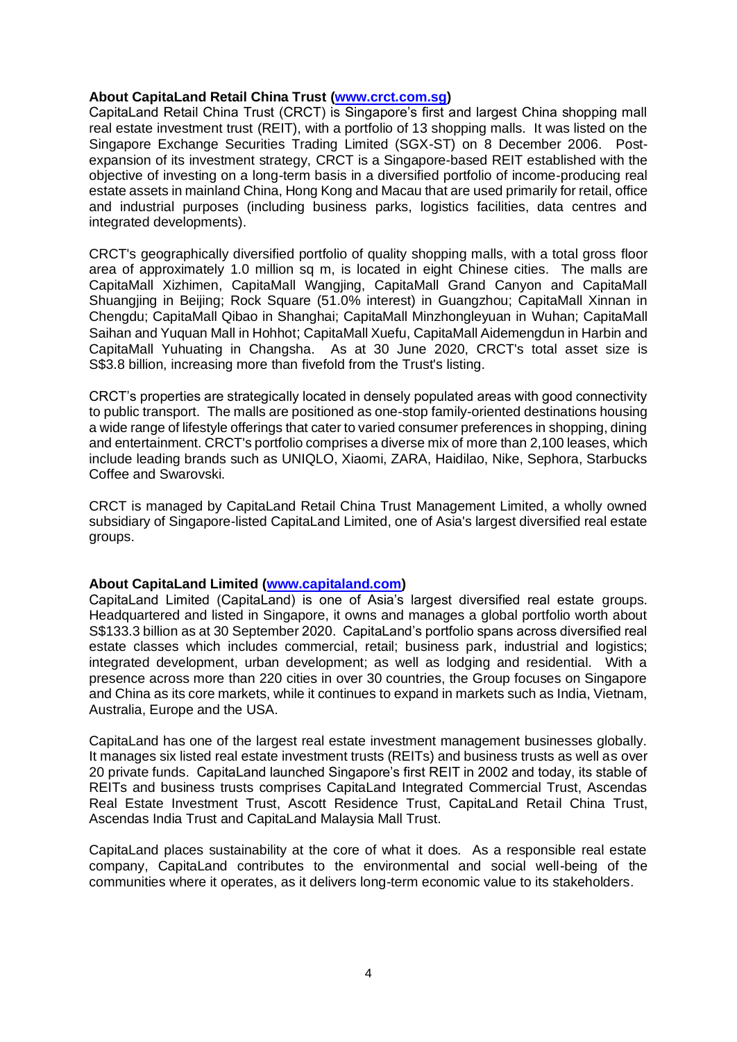**About CapitaLand Retail China Trust ([www.crct.com.sg](www.crct.com.sg))**

CapitaLand Retail China Trust (CRCT) is Singapore's first and largest China shopping mall real estate investment trust (REIT), with a portfolio of 13 shopping malls. It was listed on the Singapore Exchange Securities Trading Limited (SGX-ST) on 8 December 2006. Post-expansion of its investment strategy, CRCT is a Singapore-based REIT established with the objective of investing on a long-term basis in a diversified portfolio of income-producing real estate assets in mainland China, Hong Kong and Macau that are used primarily for retail, office and industrial purposes (including business parks, logistics facilities, data centres and integrated developments).

CRCT's geographically diversified portfolio of quality shopping malls, with a total gross floor area of approximately 1.0 million sq m, is located in eight Chinese cities. The malls are CapitaMall Xizhimen, CapitaMall Wangjing, CapitaMall Grand Canyon and CapitaMall Shuangjing in Beijing; Rock Square (51.0% interest) in Guangzhou; CapitaMall Xinnan in Chengdu; CapitaMall Qibao in Shanghai; CapitaMall Minzhongleyuan in Wuhan; CapitaMall Saihan and Yuquan Mall in Hohhot; CapitaMall Xuefu, CapitaMall Aidemengdun in Harbin and CapitaMall Yuhuating in Changsha. As at 30 June 2020, CRCT's total asset size is S$3.8 billion, increasing more than fivefold from the Trust's listing.

CRCT's properties are strategically located in densely populated areas with good connectivity to public transport. The malls are positioned as one-stop family-oriented destinations housing a wide range of lifestyle offerings that cater to varied consumer preferences in shopping, dining and entertainment. CRCT's portfolio comprises a diverse mix of more than 2,100 leases, which include leading brands such as UNIQLO, Xiaomi, ZARA, Haidilao, Nike, Sephora, Starbucks Coffee and Swarovski.

CRCT is managed by CapitaLand Retail China Trust Management Limited, a wholly owned subsidiary of Singapore-listed CapitaLand Limited, one of Asia's largest diversified real estate groups.

**About CapitaLand Limited ([www.capitaland.com](www.capitaland.com))**

CapitaLand Limited (CapitaLand) is one of Asia's largest diversified real estate groups. Headquartered and listed in Singapore, it owns and manages a global portfolio worth about S$133.3 billion as at 30 September 2020. CapitaLand's portfolio spans across diversified real estate classes which includes commercial, retail; business park, industrial and logistics; integrated development, urban development; as well as lodging and residential. With a presence across more than 220 cities in over 30 countries, the Group focuses on Singapore and China as its core markets, while it continues to expand in markets such as India, Vietnam, Australia, Europe and the USA.

CapitaLand has one of the largest real estate investment management businesses globally. It manages six listed real estate investment trusts (REITs) and business trusts as well as over 20 private funds. CapitaLand launched Singapore's first REIT in 2002 and today, its stable of REITs and business trusts comprises CapitaLand Integrated Commercial Trust, Ascendas Real Estate Investment Trust, Ascott Residence Trust, CapitaLand Retail China Trust, Ascendas India Trust and CapitaLand Malaysia Mall Trust.

CapitaLand places sustainability at the core of what it does. As a responsible real estate company, CapitaLand contributes to the environmental and social well-being of the communities where it operates, as it delivers long-term economic value to its stakeholders.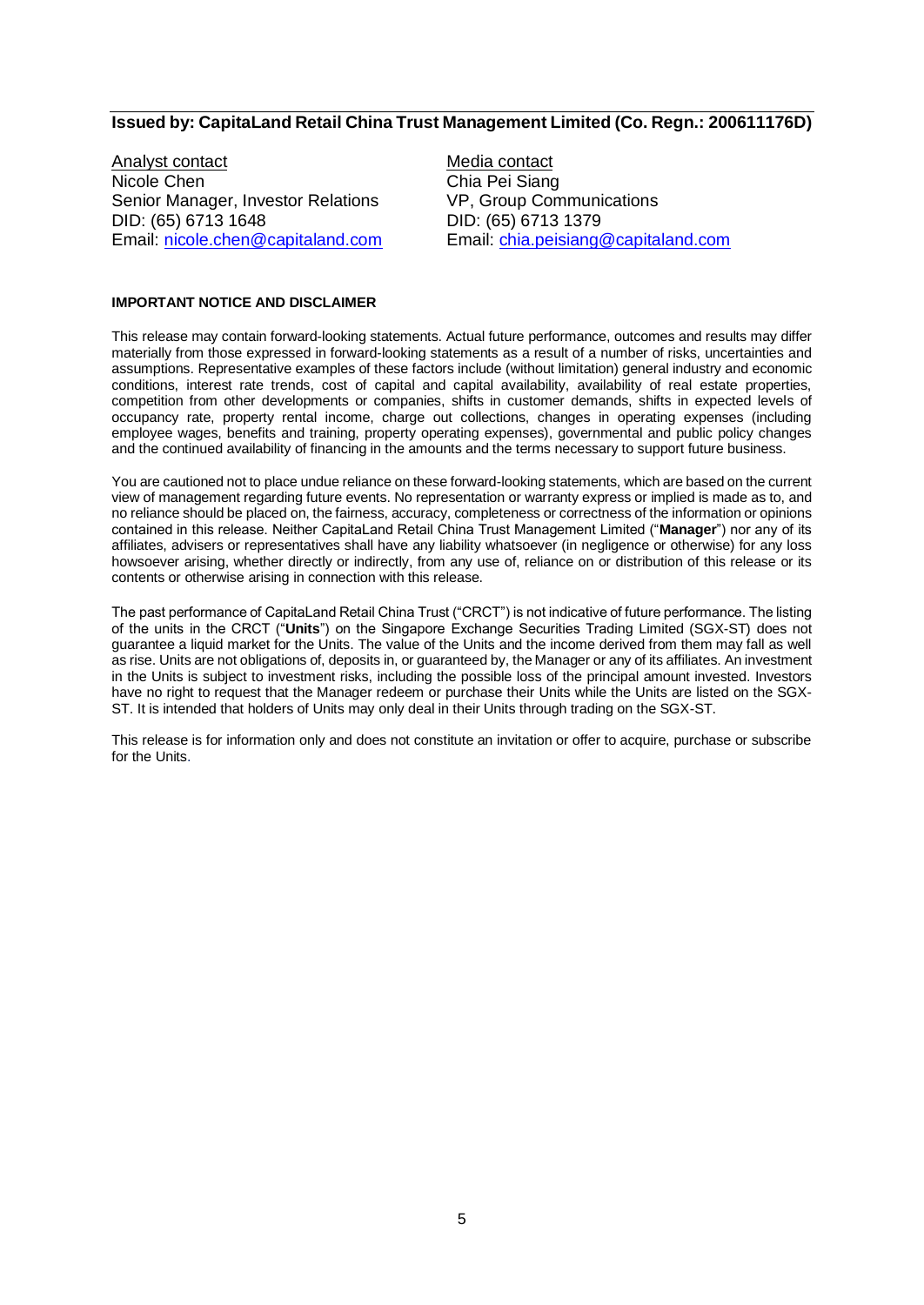**Issued by: CapitaLand Retail China Trust Management Limited (Co. Regn.: 200611176D)**

Analyst contact
Nicole Chen
Senior Manager, Investor Relations
DID: (65) 6713 1648
Email: nicole.chen@capitaland.com

Media contact
Chia Pei Siang
VP, Group Communications
DID: (65) 6713 1379
Email: chia.peisiang@capitaland.com

**IMPORTANT NOTICE AND DISCLAIMER**

This release may contain forward-looking statements. Actual future performance, outcomes and results may differ materially from those expressed in forward-looking statements as a result of a number of risks, uncertainties and assumptions. Representative examples of these factors include (without limitation) general industry and economic conditions, interest rate trends, cost of capital and capital availability, availability of real estate properties, competition from other developments or companies, shifts in customer demands, shifts in expected levels of occupancy rate, property rental income, charge out collections, changes in operating expenses (including employee wages, benefits and training, property operating expenses), governmental and public policy changes and the continued availability of financing in the amounts and the terms necessary to support future business.

You are cautioned not to place undue reliance on these forward-looking statements, which are based on the current view of management regarding future events. No representation or warranty express or implied is made as to, and no reliance should be placed on, the fairness, accuracy, completeness or correctness of the information or opinions contained in this release. Neither CapitaLand Retail China Trust Management Limited ("**Manager**") nor any of its affiliates, advisers or representatives shall have any liability whatsoever (in negligence or otherwise) for any loss howsoever arising, whether directly or indirectly, from any use of, reliance on or distribution of this release or its contents or otherwise arising in connection with this release.

The past performance of CapitaLand Retail China Trust ("CRCT") is not indicative of future performance. The listing of the units in the CRCT ("**Units**") on the Singapore Exchange Securities Trading Limited (SGX-ST) does not guarantee a liquid market for the Units. The value of the Units and the income derived from them may fall as well as rise. Units are not obligations of, deposits in, or guaranteed by, the Manager or any of its affiliates. An investment in the Units is subject to investment risks, including the possible loss of the principal amount invested. Investors have no right to request that the Manager redeem or purchase their Units while the Units are listed on the SGX-ST. It is intended that holders of Units may only deal in their Units through trading on the SGX-ST.

This release is for information only and does not constitute an invitation or offer to acquire, purchase or subscribe for the Units.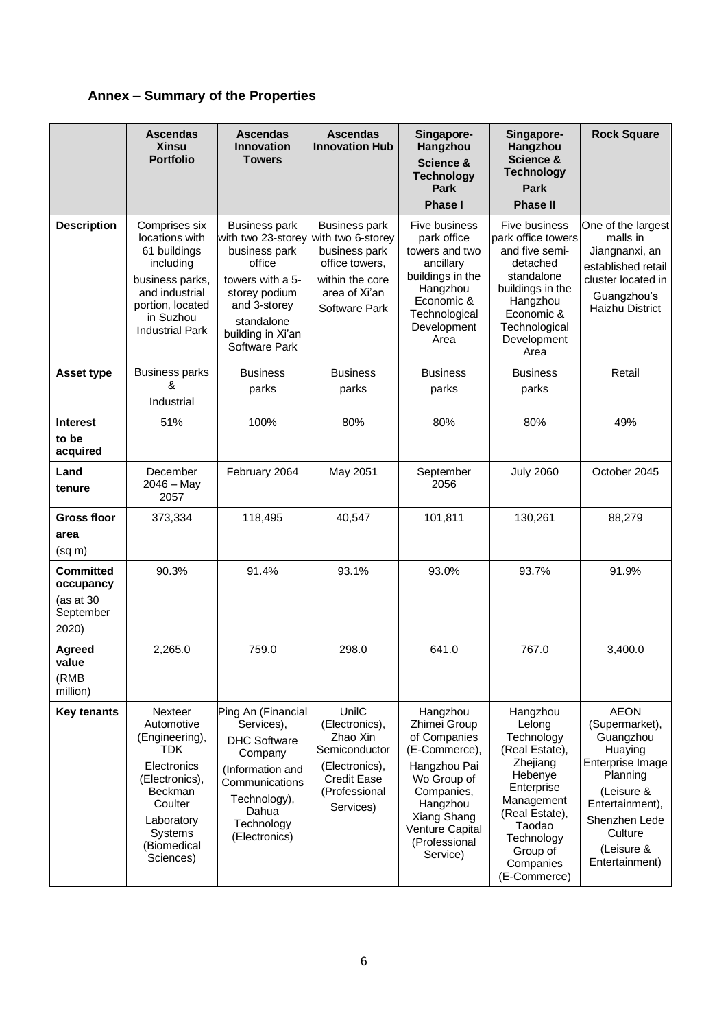## Annex – Summary of the Properties

| | **Ascendas Xinsu Portfolio** | **Ascendas Innovation Towers** | **Ascendas Innovation Hub** | **Singapore-Hangzhou Science & Technology Park Phase I** | **Singapore-Hangzhou Science & Technology Park Phase II** | **Rock Square** |
|---|---|---|---|---|---|---|
| **Description** | Comprises six locations with 61 buildings including business parks, and industrial portion, located in Suzhou Industrial Park | Business park with two 23-storey business park office towers with a 5-storey podium and 3-storey standalone building in Xi'an Software Park | Business park with two 6-storey business park office towers, within the core area of Xi'an Software Park | Five business park office towers and two ancillary buildings in the Hangzhou Economic & Technological Development Area | Five business park office towers and five semi-detached standalone buildings in the Hangzhou Economic & Technological Development Area | One of the largest malls in Jiangnanxi, an established retail cluster located in Guangzhou's Haizhu District |
| **Asset type** | Business parks & Industrial | Business parks | Business parks | Business parks | Business parks | Retail |
| **Interest to be acquired** | 51% | 100% | 80% | 80% | 80% | 49% |
| **Land tenure** | December 2046 – May 2057 | February 2064 | May 2051 | September 2056 | July 2060 | October 2045 |
| **Gross floor area (sq m)** | 373,334 | 118,495 | 40,547 | 101,811 | 130,261 | 88,279 |
| **Committed occupancy (as at 30 September 2020)** | 90.3% | 91.4% | 93.1% | 93.0% | 93.7% | 91.9% |
| **Agreed value (RMB million)** | 2,265.0 | 759.0 | 298.0 | 641.0 | 767.0 | 3,400.0 |
| **Key tenants** | Nexteer Automotive (Engineering), TDK Electronics (Electronics), Beckman Coulter Laboratory Systems (Biomedical Sciences) | Ping An (Financial Services), DHC Software Company (Information and Communications Technology), Dahua Technology (Electronics) | UniIC (Electronics), Zhao Xin Semiconductor (Electronics), Credit Ease (Professional Services) | Hangzhou Zhimei Group of Companies (E-Commerce), Hangzhou Pai Wo Group of Companies, Hangzhou Xiang Shang Venture Capital (Professional Service) | Hangzhou Lelong Technology (Real Estate), Zhejiang Hebenye Enterprise Management (Real Estate), Taodao Technology Group of Companies (E-Commerce) | AEON (Supermarket), Guangzhou Huaying Enterprise Image Planning (Leisure & Entertainment), Shenzhen Lede Culture (Leisure & Entertainment) |